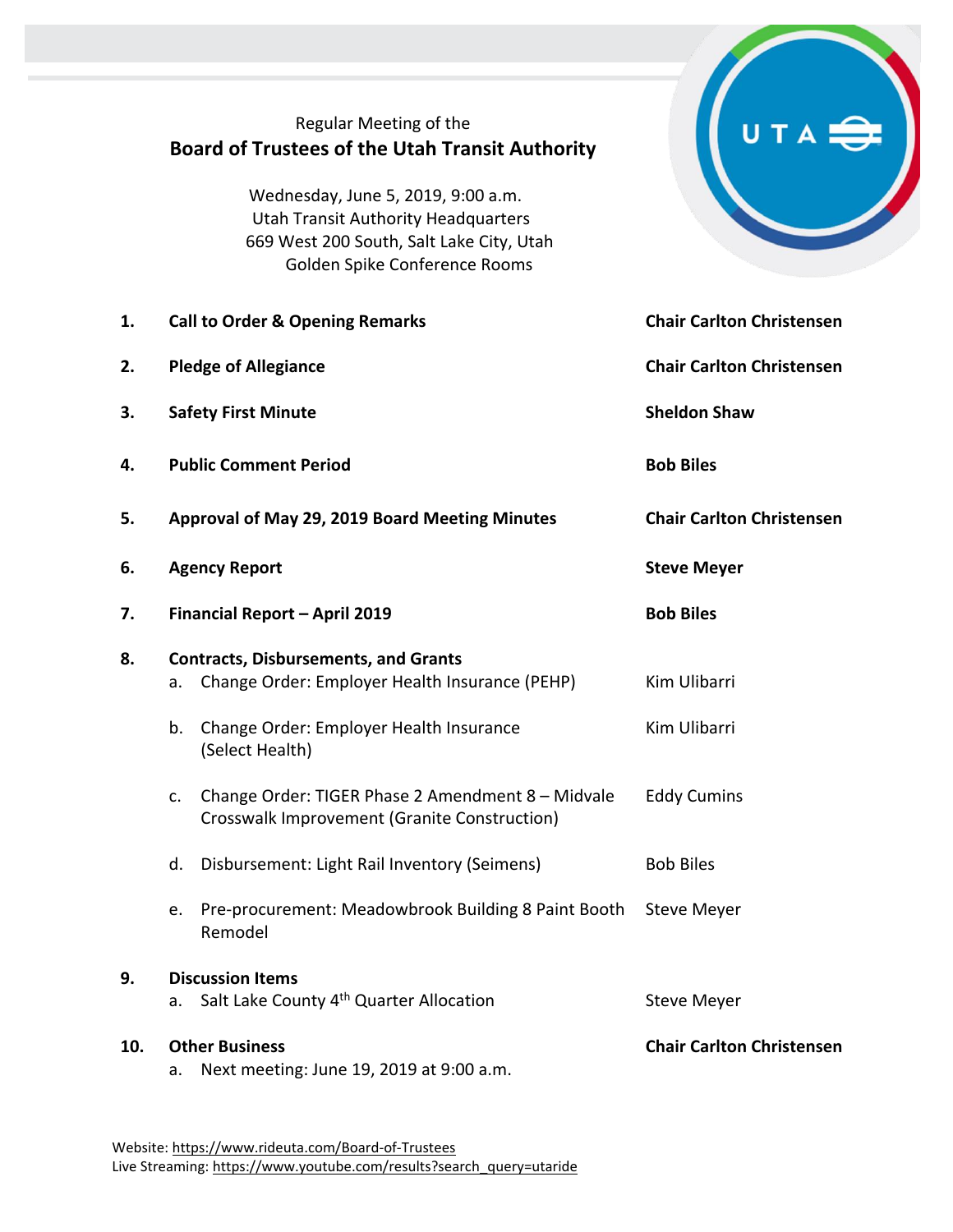Regular Meeting of the

# Board of Trustees of the Utah Transit Authority

Wednesday, June 5, 2019, 9:00 a.m.
Utah Transit Authority Headquarters
669 West 200 South, Salt Lake City, Utah
Golden Spike Conference Rooms

| | | |
|---|---|---|
| **1.** | **Call to Order & Opening Remarks** | **Chair Carlton Christensen** |
| **2.** | **Pledge of Allegiance** | **Chair Carlton Christensen** |
| **3.** | **Safety First Minute** | **Sheldon Shaw** |
| **4.** | **Public Comment Period** | **Bob Biles** |
| **5.** | **Approval of May 29, 2019 Board Meeting Minutes** | **Chair Carlton Christensen** |
| **6.** | **Agency Report** | **Steve Meyer** |
| **7.** | **Financial Report – April 2019** | **Bob Biles** |
| **8.** | **Contracts, Disbursements, and Grants** | |
| | a. Change Order: Employer Health Insurance (PEHP) | Kim Ulibarri |
| | b. Change Order: Employer Health Insurance (Select Health) | Kim Ulibarri |
| | c. Change Order: TIGER Phase 2 Amendment 8 – Midvale Crosswalk Improvement (Granite Construction) | Eddy Cumins |
| | d. Disbursement: Light Rail Inventory (Seimens) | Bob Biles |
| | e. Pre-procurement: Meadowbrook Building 8 Paint Booth Remodel | Steve Meyer |
| **9.** | **Discussion Items** | |
| | a. Salt Lake County 4th Quarter Allocation | Steve Meyer |
| **10.** | **Other Business** | **Chair Carlton Christensen** |
| | a. Next meeting: June 19, 2019 at 9:00 a.m. | |

Website: https://www.rideuta.com/Board-of-Trustees
Live Streaming: https://www.youtube.com/results?search_query=utaride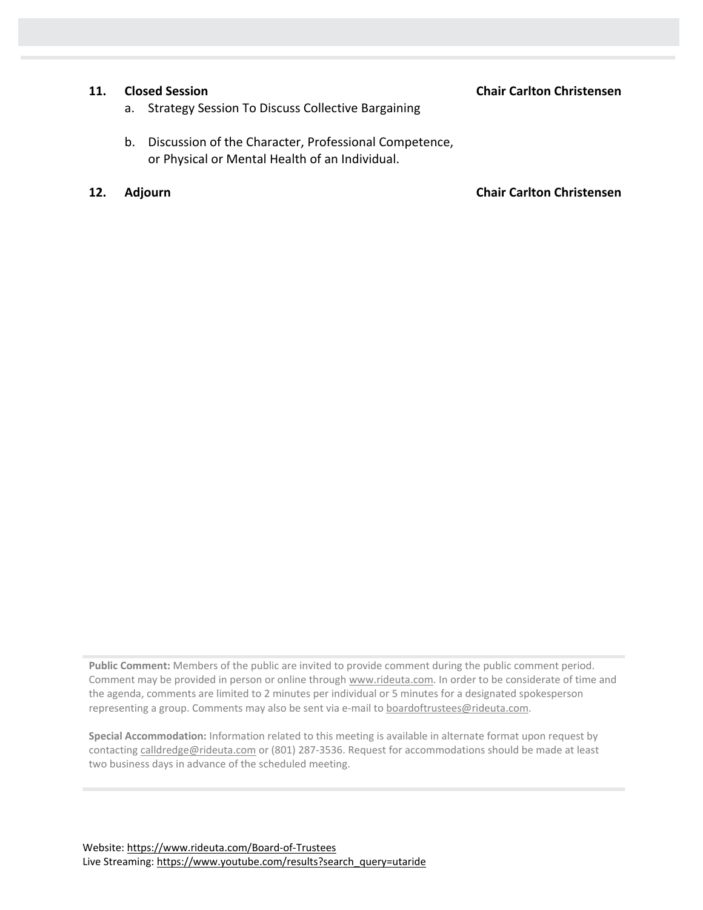**11. Closed Session** **Chair Carlton Christensen**

a. Strategy Session To Discuss Collective Bargaining

b. Discussion of the Character, Professional Competence, or Physical or Mental Health of an Individual.

**12. Adjourn** **Chair Carlton Christensen**

---

**Public Comment:** Members of the public are invited to provide comment during the public comment period. Comment may be provided in person or online through www.rideuta.com. In order to be considerate of time and the agenda, comments are limited to 2 minutes per individual or 5 minutes for a designated spokesperson representing a group. Comments may also be sent via e-mail to boardoftrustees@rideuta.com.

**Special Accommodation:** Information related to this meeting is available in alternate format upon request by contacting calldredge@rideuta.com or (801) 287-3536. Request for accommodations should be made at least two business days in advance of the scheduled meeting.

---

Website: https://www.rideuta.com/Board-of-Trustees
Live Streaming: https://www.youtube.com/results?search_query=utaride